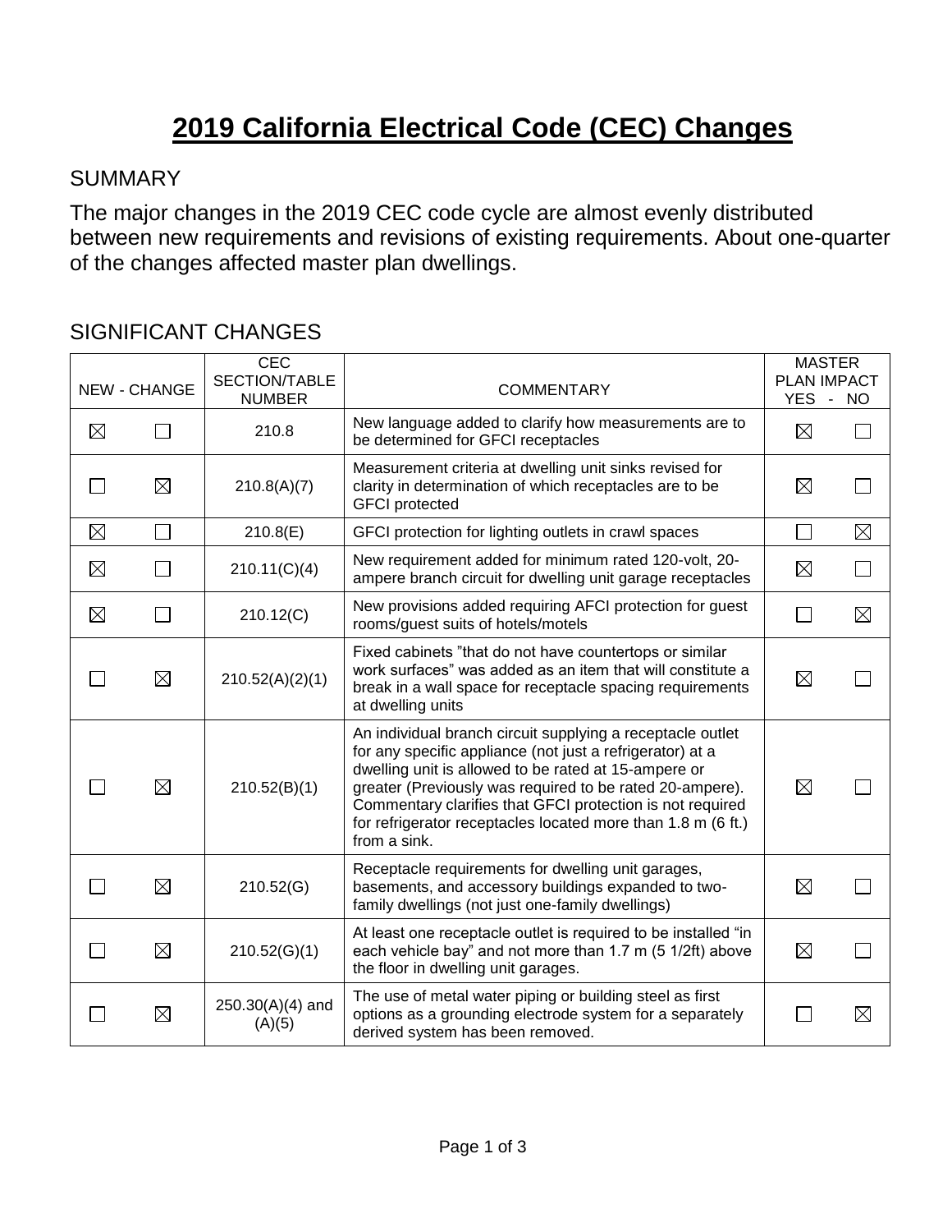# 2019 California Electrical Code (CEC) Changes

## SUMMARY

The major changes in the 2019 CEC code cycle are almost evenly distributed between new requirements and revisions of existing requirements. About one-quarter of the changes affected master plan dwellings.

## SIGNIFICANT CHANGES

| NEW | CHANGE | CEC SECTION/TABLE NUMBER | COMMENTARY | MASTER PLAN IMPACT YES | NO |
|---|---|---|---|---|---|
| ☒ | ☐ | 210.8 | New language added to clarify how measurements are to be determined for GFCI receptacles | ☒ | ☐ |
| ☐ | ☒ | 210.8(A)(7) | Measurement criteria at dwelling unit sinks revised for clarity in determination of which receptacles are to be GFCI protected | ☒ | ☐ |
| ☒ | ☐ | 210.8(E) | GFCI protection for lighting outlets in crawl spaces | ☐ | ☒ |
| ☒ | ☐ | 210.11(C)(4) | New requirement added for minimum rated 120-volt, 20-ampere branch circuit for dwelling unit garage receptacles | ☒ | ☐ |
| ☒ | ☐ | 210.12(C) | New provisions added requiring AFCI protection for guest rooms/guest suits of hotels/motels | ☐ | ☒ |
| ☐ | ☒ | 210.52(A)(2)(1) | Fixed cabinets "that do not have countertops or similar work surfaces" was added as an item that will constitute a break in a wall space for receptacle spacing requirements at dwelling units | ☒ | ☐ |
| ☐ | ☒ | 210.52(B)(1) | An individual branch circuit supplying a receptacle outlet for any specific appliance (not just a refrigerator) at a dwelling unit is allowed to be rated at 15-ampere or greater (Previously was required to be rated 20-ampere). Commentary clarifies that GFCI protection is not required for refrigerator receptacles located more than 1.8 m (6 ft.) from a sink. | ☒ | ☐ |
| ☐ | ☒ | 210.52(G) | Receptacle requirements for dwelling unit garages, basements, and accessory buildings expanded to two-family dwellings (not just one-family dwellings) | ☒ | ☐ |
| ☐ | ☒ | 210.52(G)(1) | At least one receptacle outlet is required to be installed "in each vehicle bay" and not more than 1.7 m (5 1/2ft) above the floor in dwelling unit garages. | ☒ | ☐ |
| ☐ | ☒ | 250.30(A)(4) and (A)(5) | The use of metal water piping or building steel as first options as a grounding electrode system for a separately derived system has been removed. | ☐ | ☒ |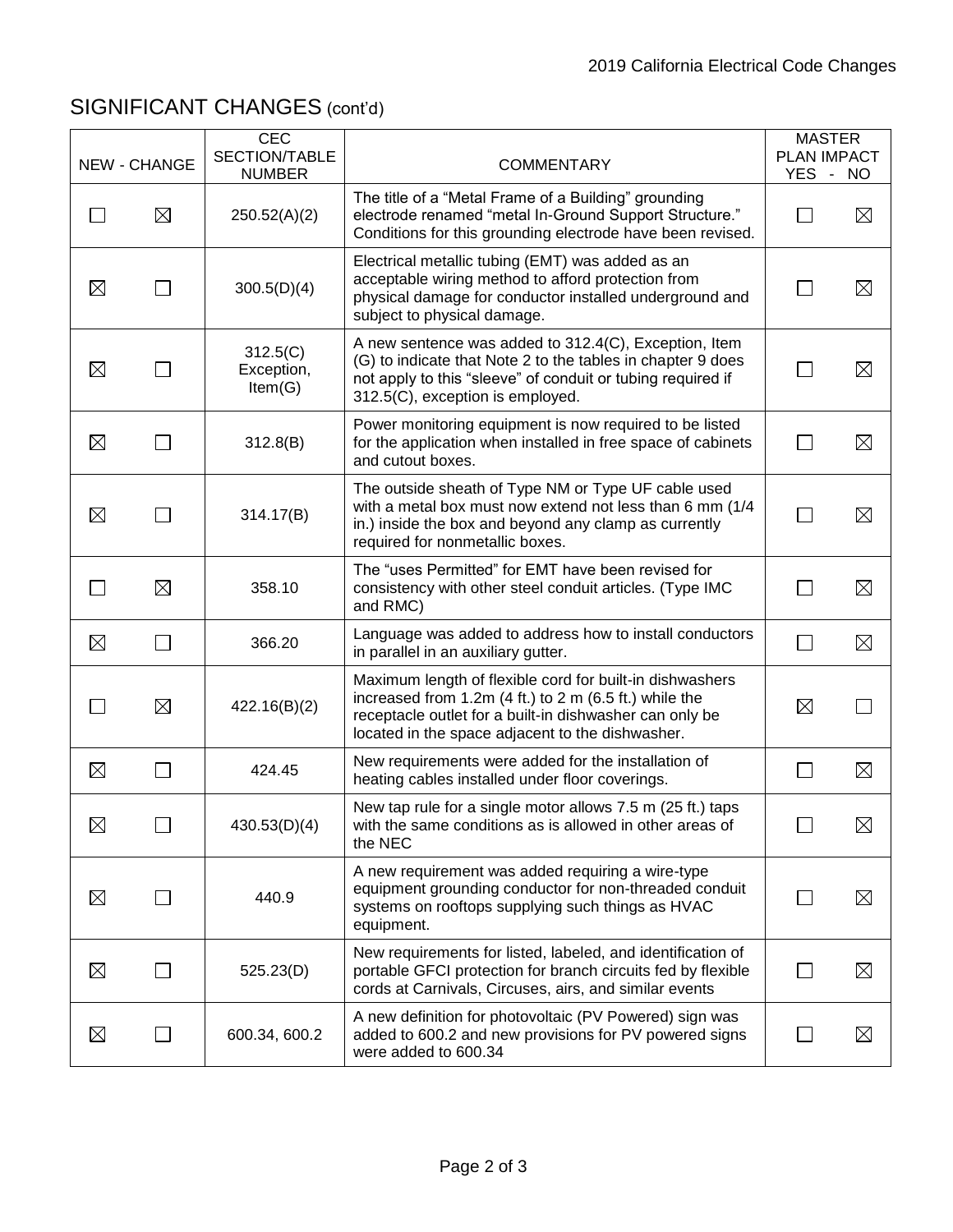## SIGNIFICANT CHANGES (cont'd)

| NEW | CHANGE | CEC SECTION/TABLE NUMBER | COMMENTARY | MASTER PLAN IMPACT YES | NO |
|---|---|---|---|---|---|
| ☐ | ☒ | 250.52(A)(2) | The title of a "Metal Frame of a Building" grounding electrode renamed "metal In-Ground Support Structure." Conditions for this grounding electrode have been revised. | ☐ | ☒ |
| ☒ | ☐ | 300.5(D)(4) | Electrical metallic tubing (EMT) was added as an acceptable wiring method to afford protection from physical damage for conductor installed underground and subject to physical damage. | ☐ | ☒ |
| ☒ | ☐ | 312.5(C) Exception, Item(G) | A new sentence was added to 312.4(C), Exception, Item (G) to indicate that Note 2 to the tables in chapter 9 does not apply to this "sleeve" of conduit or tubing required if 312.5(C), exception is employed. | ☐ | ☒ |
| ☒ | ☐ | 312.8(B) | Power monitoring equipment is now required to be listed for the application when installed in free space of cabinets and cutout boxes. | ☐ | ☒ |
| ☒ | ☐ | 314.17(B) | The outside sheath of Type NM or Type UF cable used with a metal box must now extend not less than 6 mm (1/4 in.) inside the box and beyond any clamp as currently required for nonmetallic boxes. | ☐ | ☒ |
| ☐ | ☒ | 358.10 | The "uses Permitted" for EMT have been revised for consistency with other steel conduit articles. (Type IMC and RMC) | ☐ | ☒ |
| ☒ | ☐ | 366.20 | Language was added to address how to install conductors in parallel in an auxiliary gutter. | ☐ | ☒ |
| ☐ | ☒ | 422.16(B)(2) | Maximum length of flexible cord for built-in dishwashers increased from 1.2m (4 ft.) to 2 m (6.5 ft.) while the receptacle outlet for a built-in dishwasher can only be located in the space adjacent to the dishwasher. | ☒ | ☐ |
| ☒ | ☐ | 424.45 | New requirements were added for the installation of heating cables installed under floor coverings. | ☐ | ☒ |
| ☒ | ☐ | 430.53(D)(4) | New tap rule for a single motor allows 7.5 m (25 ft.) taps with the same conditions as is allowed in other areas of the NEC | ☐ | ☒ |
| ☒ | ☐ | 440.9 | A new requirement was added requiring a wire-type equipment grounding conductor for non-threaded conduit systems on rooftops supplying such things as HVAC equipment. | ☐ | ☒ |
| ☒ | ☐ | 525.23(D) | New requirements for listed, labeled, and identification of portable GFCI protection for branch circuits fed by flexible cords at Carnivals, Circuses, airs, and similar events | ☐ | ☒ |
| ☒ | ☐ | 600.34, 600.2 | A new definition for photovoltaic (PV Powered) sign was added to 600.2 and new provisions for PV powered signs were added to 600.34 | ☐ | ☒ |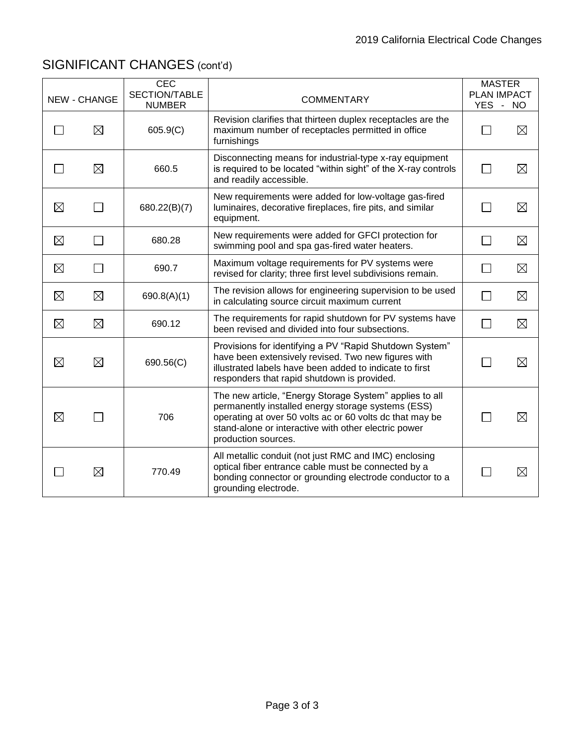## SIGNIFICANT CHANGES (cont'd)

| NEW | CHANGE | CEC SECTION/TABLE NUMBER | COMMENTARY | MASTER PLAN IMPACT YES | NO |
|---|---|---|---|---|---|
| ☐ | ☒ | 605.9(C) | Revision clarifies that thirteen duplex receptacles are the maximum number of receptacles permitted in office furnishings | ☐ | ☒ |
| ☐ | ☒ | 660.5 | Disconnecting means for industrial-type x-ray equipment is required to be located "within sight" of the X-ray controls and readily accessible. | ☐ | ☒ |
| ☒ | ☐ | 680.22(B)(7) | New requirements were added for low-voltage gas-fired luminaires, decorative fireplaces, fire pits, and similar equipment. | ☐ | ☒ |
| ☒ | ☐ | 680.28 | New requirements were added for GFCI protection for swimming pool and spa gas-fired water heaters. | ☐ | ☒ |
| ☒ | ☐ | 690.7 | Maximum voltage requirements for PV systems were revised for clarity; three first level subdivisions remain. | ☐ | ☒ |
| ☒ | ☒ | 690.8(A)(1) | The revision allows for engineering supervision to be used in calculating source circuit maximum current | ☐ | ☒ |
| ☒ | ☒ | 690.12 | The requirements for rapid shutdown for PV systems have been revised and divided into four subsections. | ☐ | ☒ |
| ☒ | ☒ | 690.56(C) | Provisions for identifying a PV "Rapid Shutdown System" have been extensively revised. Two new figures with illustrated labels have been added to indicate to first responders that rapid shutdown is provided. | ☐ | ☒ |
| ☒ | ☐ | 706 | The new article, "Energy Storage System" applies to all permanently installed energy storage systems (ESS) operating at over 50 volts ac or 60 volts dc that may be stand-alone or interactive with other electric power production sources. | ☐ | ☒ |
| ☐ | ☒ | 770.49 | All metallic conduit (not just RMC and IMC) enclosing optical fiber entrance cable must be connected by a bonding connector or grounding electrode conductor to a grounding electrode. | ☐ | ☒ |